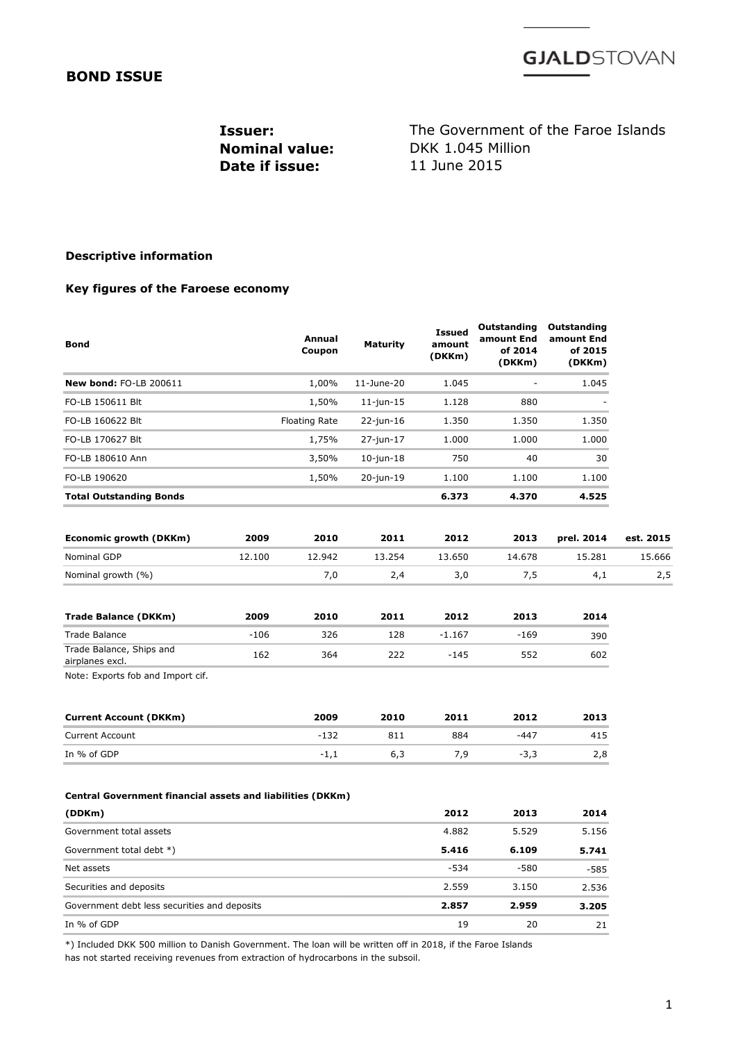GJALDSTOVAN

# BOND ISSUE

**Issuer:** The Government of the Faroe Islands
**Nominal value:** DKK 1.045 Million
**Date if issue:** 11 June 2015

### Descriptive information

### Key figures of the Faroese economy

| Bond | Annual Coupon | Maturity | Issued amount (DKKm) | Outstanding amount End of 2014 (DKKm) | Outstanding amount End of 2015 (DKKm) |
|---|---|---|---|---|---|
| **New bond:** FO-LB 200611 | 1,00% | 11-June-20 | 1.045 | - | 1.045 |
| FO-LB 150611 Blt | 1,50% | 11-jun-15 | 1.128 | 880 | - |
| FO-LB 160622 Blt | Floating Rate | 22-jun-16 | 1.350 | 1.350 | 1.350 |
| FO-LB 170627 Blt | 1,75% | 27-jun-17 | 1.000 | 1.000 | 1.000 |
| FO-LB 180610 Ann | 3,50% | 10-jun-18 | 750 | 40 | 30 |
| FO-LB 190620 | 1,50% | 20-jun-19 | 1.100 | 1.100 | 1.100 |
| **Total Outstanding Bonds** | | | **6.373** | **4.370** | **4.525** |

| Economic growth (DKKm) | 2009 | 2010 | 2011 | 2012 | 2013 | prel. 2014 | est. 2015 |
|---|---|---|---|---|---|---|---|
| Nominal GDP | 12.100 | 12.942 | 13.254 | 13.650 | 14.678 | 15.281 | 15.666 |
| Nominal growth (%) | | 7,0 | 2,4 | 3,0 | 7,5 | 4,1 | 2,5 |

| Trade Balance (DKKm) | 2009 | 2010 | 2011 | 2012 | 2013 | 2014 |
|---|---|---|---|---|---|---|
| Trade Balance | -106 | 326 | 128 | -1.167 | -169 | 390 |
| Trade Balance, Ships and airplanes excl. | 162 | 364 | 222 | -145 | 552 | 602 |

Note: Exports fob and Import cif.

| Current Account (DKKm) | 2009 | 2010 | 2011 | 2012 | 2013 |
|---|---|---|---|---|---|
| Current Account | -132 | 811 | 884 | -447 | 415 |
| In % of GDP | -1,1 | 6,3 | 7,9 | -3,3 | 2,8 |

**Central Government financial assets and liabilities (DKKm)**

| (DDKm) | 2012 | 2013 | 2014 |
|---|---|---|---|
| Government total assets | 4.882 | 5.529 | 5.156 |
| Government total debt *) | **5.416** | **6.109** | **5.741** |
| Net assets | -534 | -580 | -585 |
| Securities and deposits | 2.559 | 3.150 | 2.536 |
| Government debt less securities and deposits | **2.857** | **2.959** | **3.205** |
| In % of GDP | 19 | 20 | 21 |

*) Included DKK 500 million to Danish Government. The loan will be written off in 2018, if the Faroe Islands has not started receiving revenues from extraction of hydrocarbons in the subsoil.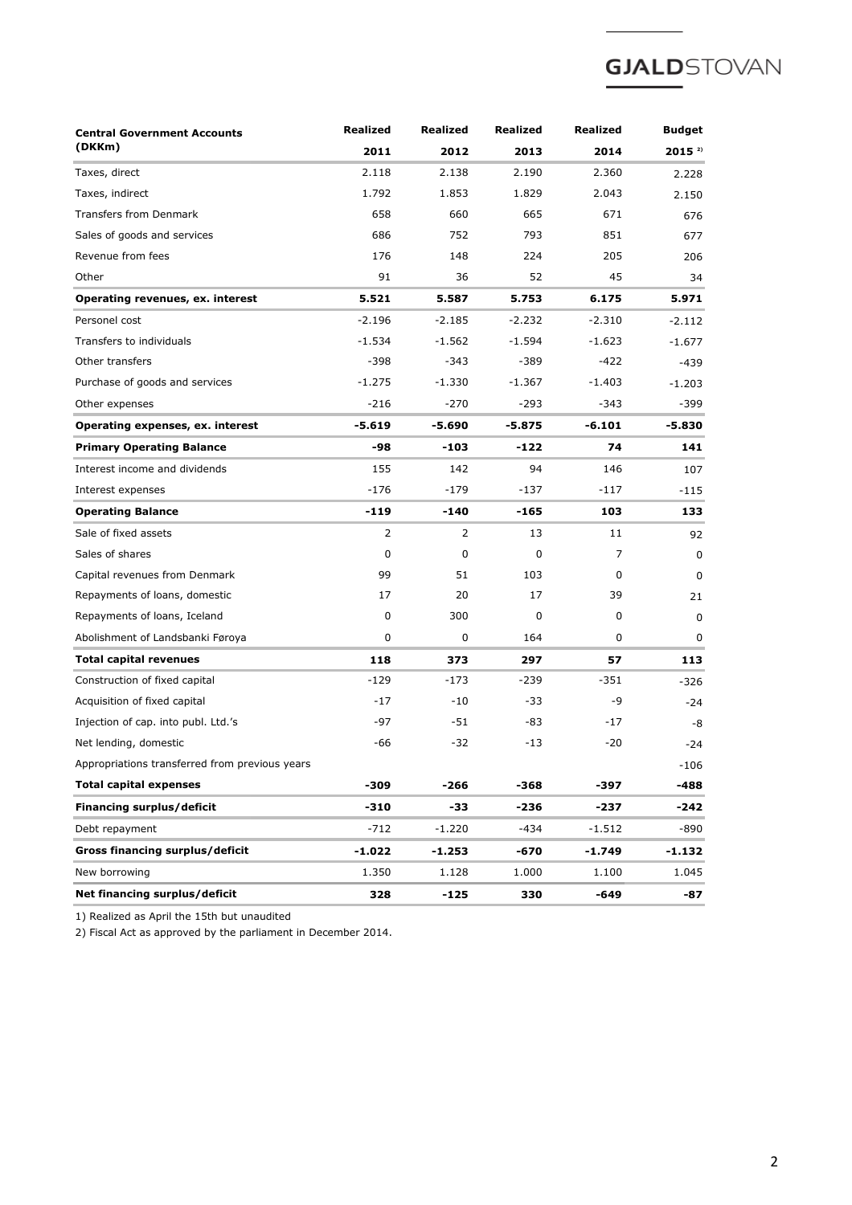| Central Government Accounts (DKKm) | Realized 2011 | Realized 2012 | Realized 2013 | Realized 2014 | Budget 2015 [2] |
|---|---|---|---|---|---|
| Taxes, direct | 2.118 | 2.138 | 2.190 | 2.360 | 2.228 |
| Taxes, indirect | 1.792 | 1.853 | 1.829 | 2.043 | 2.150 |
| Transfers from Denmark | 658 | 660 | 665 | 671 | 676 |
| Sales of goods and services | 686 | 752 | 793 | 851 | 677 |
| Revenue from fees | 176 | 148 | 224 | 205 | 206 |
| Other | 91 | 36 | 52 | 45 | 34 |
| **Operating revenues, ex. interest** | **5.521** | **5.587** | **5.753** | **6.175** | **5.971** |
| Personel cost | -2.196 | -2.185 | -2.232 | -2.310 | -2.112 |
| Transfers to individuals | -1.534 | -1.562 | -1.594 | -1.623 | -1.677 |
| Other transfers | -398 | -343 | -389 | -422 | -439 |
| Purchase of goods and services | -1.275 | -1.330 | -1.367 | -1.403 | -1.203 |
| Other expenses | -216 | -270 | -293 | -343 | -399 |
| **Operating expenses, ex. interest** | **-5.619** | **-5.690** | **-5.875** | **-6.101** | **-5.830** |
| **Primary Operating Balance** | **-98** | **-103** | **-122** | **74** | **141** |
| Interest income and dividends | 155 | 142 | 94 | 146 | 107 |
| Interest expenses | -176 | -179 | -137 | -117 | -115 |
| **Operating Balance** | **-119** | **-140** | **-165** | **103** | **133** |
| Sale of fixed assets | 2 | 2 | 13 | 11 | 92 |
| Sales of shares | 0 | 0 | 0 | 7 | 0 |
| Capital revenues from Denmark | 99 | 51 | 103 | 0 | 0 |
| Repayments of loans, domestic | 17 | 20 | 17 | 39 | 21 |
| Repayments of loans, Iceland | 0 | 300 | 0 | 0 | 0 |
| Abolishment of Landsbanki Føroya | 0 | 0 | 164 | 0 | 0 |
| **Total capital revenues** | **118** | **373** | **297** | **57** | **113** |
| Construction of fixed capital | -129 | -173 | -239 | -351 | -326 |
| Acquisition of fixed capital | -17 | -10 | -33 | -9 | -24 |
| Injection of cap. into publ. Ltd.'s | -97 | -51 | -83 | -17 | -8 |
| Net lending, domestic | -66 | -32 | -13 | -20 | -24 |
| Appropriations transferred from previous years | | | | | -106 |
| **Total capital expenses** | **-309** | **-266** | **-368** | **-397** | **-488** |
| **Financing surplus/deficit** | **-310** | **-33** | **-236** | **-237** | **-242** |
| Debt repayment | -712 | -1.220 | -434 | -1.512 | -890 |
| **Gross financing surplus/deficit** | **-1.022** | **-1.253** | **-670** | **-1.749** | **-1.132** |
| New borrowing | 1.350 | 1.128 | 1.000 | 1.100 | 1.045 |
| **Net financing surplus/deficit** | **328** | **-125** | **330** | **-649** | **-87** |

1) Realized as April the 15th but unaudited

2) Fiscal Act as approved by the parliament in December 2014.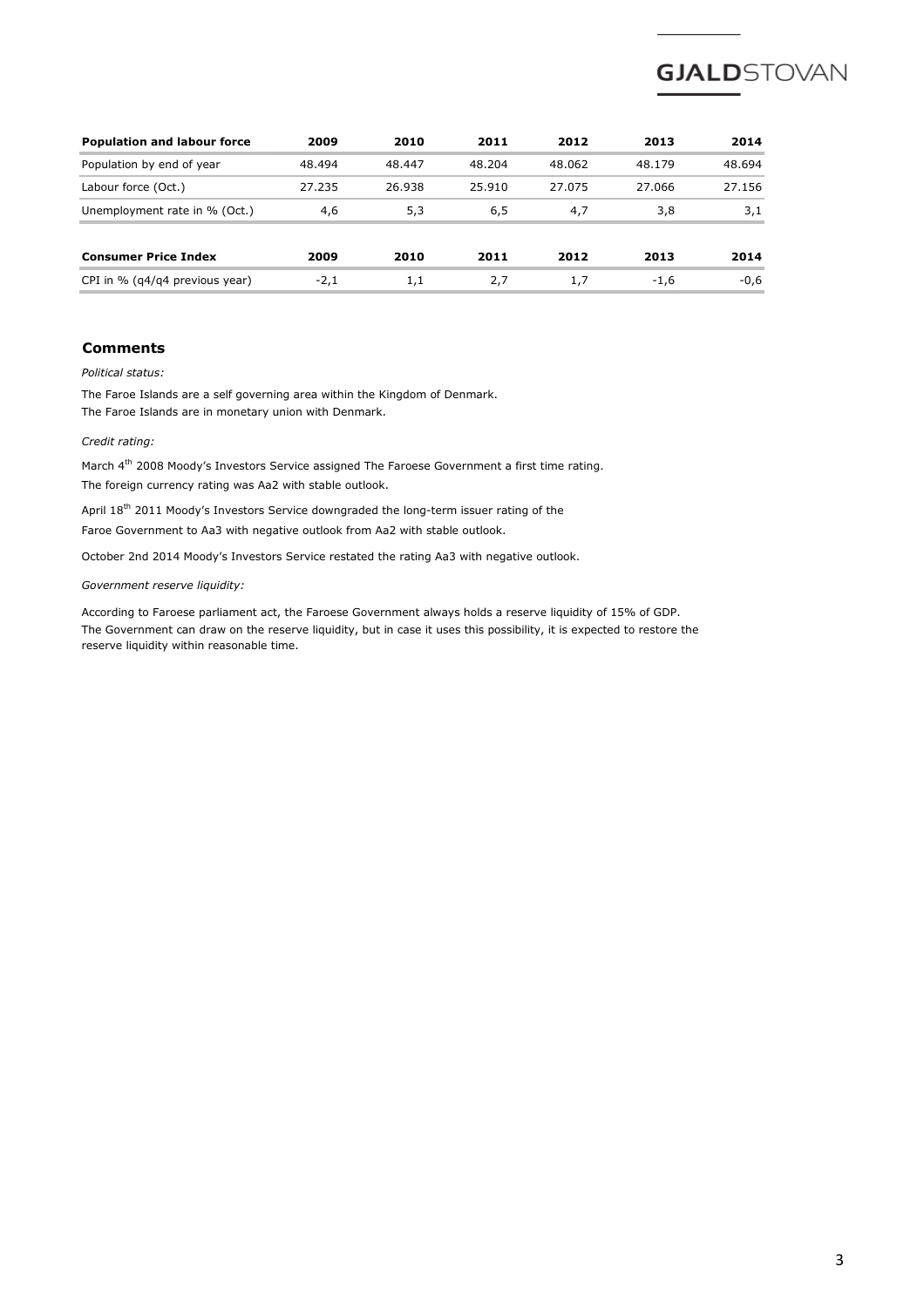| Population and labour force | 2009 | 2010 | 2011 | 2012 | 2013 | 2014 |
|---|---|---|---|---|---|---|
| Population by end of year | 48.494 | 48.447 | 48.204 | 48.062 | 48.179 | 48.694 |
| Labour force (Oct.) | 27.235 | 26.938 | 25.910 | 27.075 | 27.066 | 27.156 |
| Unemployment rate in % (Oct.) | 4,6 | 5,3 | 6,5 | 4,7 | 3,8 | 3,1 |

| Consumer Price Index | 2009 | 2010 | 2011 | 2012 | 2013 | 2014 |
|---|---|---|---|---|---|---|
| CPI in % (q4/q4 previous year) | -2,1 | 1,1 | 2,7 | 1,7 | -1,6 | -0,6 |

## Comments

*Political status:*

The Faroe Islands are a self governing area within the Kingdom of Denmark.
The Faroe Islands are in monetary union with Denmark.

*Credit rating:*

March 4th 2008 Moody's Investors Service assigned The Faroese Government a first time rating.
The foreign currency rating was Aa2 with stable outlook.

April 18th 2011 Moody's Investors Service downgraded the long-term issuer rating of the Faroe Government to Aa3 with negative outlook from Aa2 with stable outlook.

October 2nd 2014 Moody's Investors Service restated the rating Aa3 with negative outlook.

*Government reserve liquidity:*

According to Faroese parliament act, the Faroese Government always holds a reserve liquidity of 15% of GDP.
The Government can draw on the reserve liquidity, but in case it uses this possibility, it is expected to restore the reserve liquidity within reasonable time.